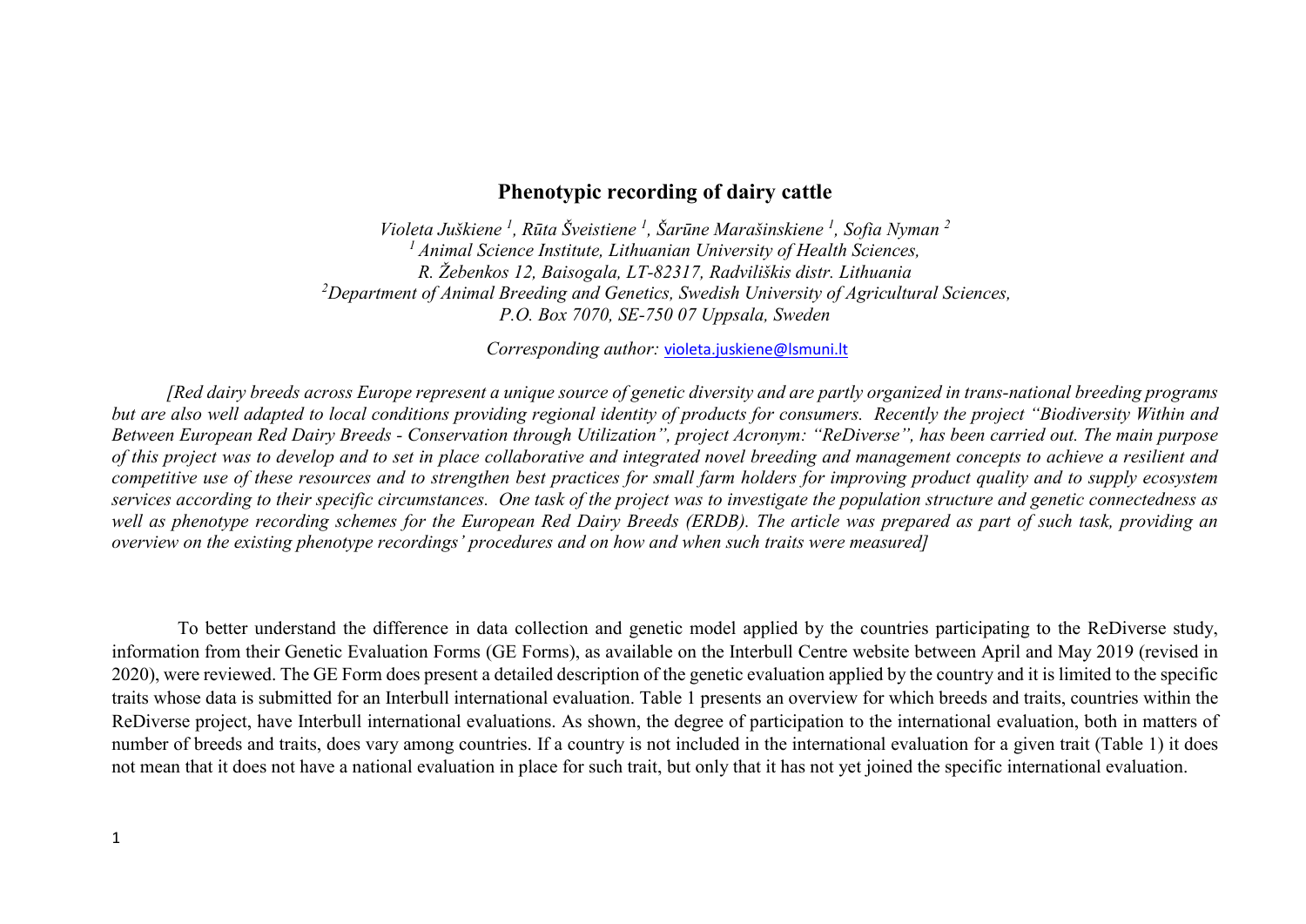# Phenotypic recording of dairy cattle

*Violeta Juškiene [1], Rūta Šveistiene [1], Šarūne Marašinskiene [1], Sofia Nyman [2]*
*[1] Animal Science Institute, Lithuanian University of Health Sciences,*
*R. Žebenkos 12, Baisogala, LT-82317, Radviliškis distr. Lithuania*
*[2]Department of Animal Breeding and Genetics, Swedish University of Agricultural Sciences,*
*P.O. Box 7070, SE-750 07 Uppsala, Sweden*

*Corresponding author:* violeta.juskiene@lsmuni.lt

*[Red dairy breeds across Europe represent a unique source of genetic diversity and are partly organized in trans-national breeding programs but are also well adapted to local conditions providing regional identity of products for consumers. Recently the project "Biodiversity Within and Between European Red Dairy Breeds - Conservation through Utilization", project Acronym: "ReDiverse", has been carried out. The main purpose of this project was to develop and to set in place collaborative and integrated novel breeding and management concepts to achieve a resilient and competitive use of these resources and to strengthen best practices for small farm holders for improving product quality and to supply ecosystem services according to their specific circumstances. One task of the project was to investigate the population structure and genetic connectedness as well as phenotype recording schemes for the European Red Dairy Breeds (ERDB). The article was prepared as part of such task, providing an overview on the existing phenotype recordings' procedures and on how and when such traits were measured]*

To better understand the difference in data collection and genetic model applied by the countries participating to the ReDiverse study, information from their Genetic Evaluation Forms (GE Forms), as available on the Interbull Centre website between April and May 2019 (revised in 2020), were reviewed. The GE Form does present a detailed description of the genetic evaluation applied by the country and it is limited to the specific traits whose data is submitted for an Interbull international evaluation. Table 1 presents an overview for which breeds and traits, countries within the ReDiverse project, have Interbull international evaluations. As shown, the degree of participation to the international evaluation, both in matters of number of breeds and traits, does vary among countries. If a country is not included in the international evaluation for a given trait (Table 1) it does not mean that it does not have a national evaluation in place for such trait, but only that it has not yet joined the specific international evaluation.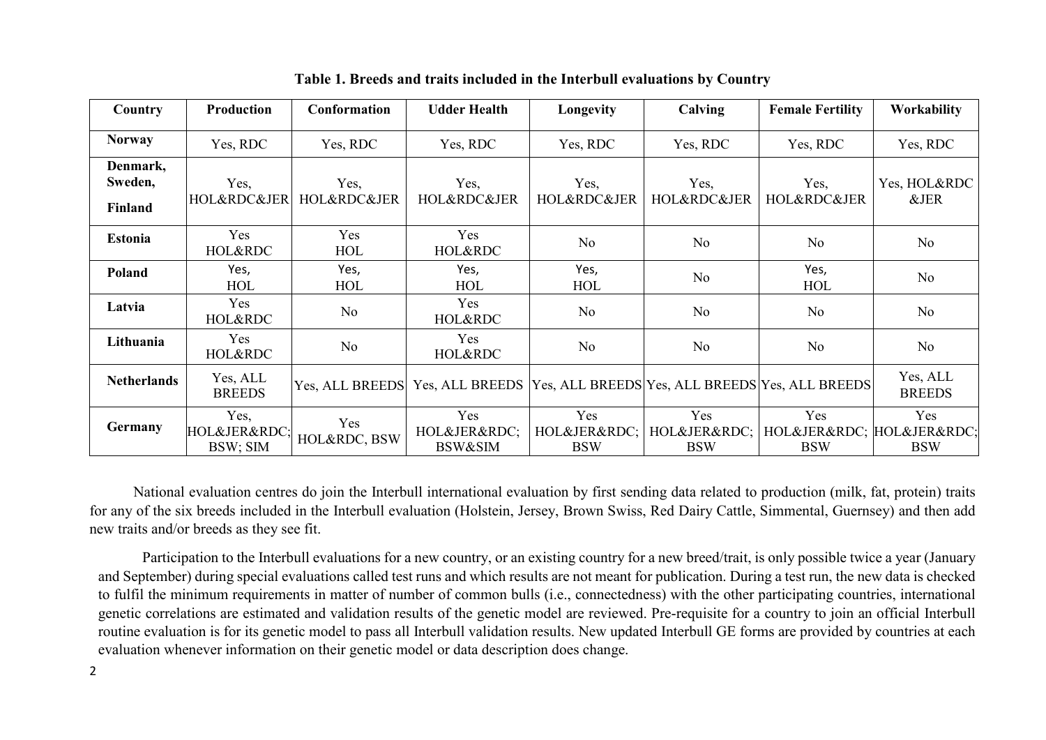**Table 1. Breeds and traits included in the Interbull evaluations by Country**

| Country | Production | Conformation | Udder Health | Longevity | Calving | Female Fertility | Workability |
|---|---|---|---|---|---|---|---|
| **Norway** | Yes, RDC | Yes, RDC | Yes, RDC | Yes, RDC | Yes, RDC | Yes, RDC | Yes, RDC |
| **Denmark, Sweden, Finland** | Yes, HOL&RDC&JER | Yes, HOL&RDC&JER | Yes, HOL&RDC&JER | Yes, HOL&RDC&JER | Yes, HOL&RDC&JER | Yes, HOL&RDC&JER | Yes, HOL&RDC &JER |
| **Estonia** | Yes HOL&RDC | Yes HOL | Yes HOL&RDC | No | No | No | No |
| **Poland** | Yes, HOL | Yes, HOL | Yes, HOL | Yes, HOL | No | Yes, HOL | No |
| **Latvia** | Yes HOL&RDC | No | Yes HOL&RDC | No | No | No | No |
| **Lithuania** | Yes HOL&RDC | No | Yes HOL&RDC | No | No | No | No |
| **Netherlands** | Yes, ALL BREEDS | Yes, ALL BREEDS | Yes, ALL BREEDS | Yes, ALL BREEDS | Yes, ALL BREEDS | Yes, ALL BREEDS | Yes, ALL BREEDS |
| **Germany** | Yes, HOL&JER&RDC; BSW; SIM | Yes HOL&RDC, BSW | Yes HOL&JER&RDC; BSW&SIM | Yes HOL&JER&RDC; BSW | Yes HOL&JER&RDC; BSW | Yes HOL&JER&RDC; BSW | Yes HOL&JER&RDC; BSW |

National evaluation centres do join the Interbull international evaluation by first sending data related to production (milk, fat, protein) traits for any of the six breeds included in the Interbull evaluation (Holstein, Jersey, Brown Swiss, Red Dairy Cattle, Simmental, Guernsey) and then add new traits and/or breeds as they see fit.

Participation to the Interbull evaluations for a new country, or an existing country for a new breed/trait, is only possible twice a year (January and September) during special evaluations called test runs and which results are not meant for publication. During a test run, the new data is checked to fulfil the minimum requirements in matter of number of common bulls (i.e., connectedness) with the other participating countries, international genetic correlations are estimated and validation results of the genetic model are reviewed. Pre-requisite for a country to join an official Interbull routine evaluation is for its genetic model to pass all Interbull validation results. New updated Interbull GE forms are provided by countries at each evaluation whenever information on their genetic model or data description does change.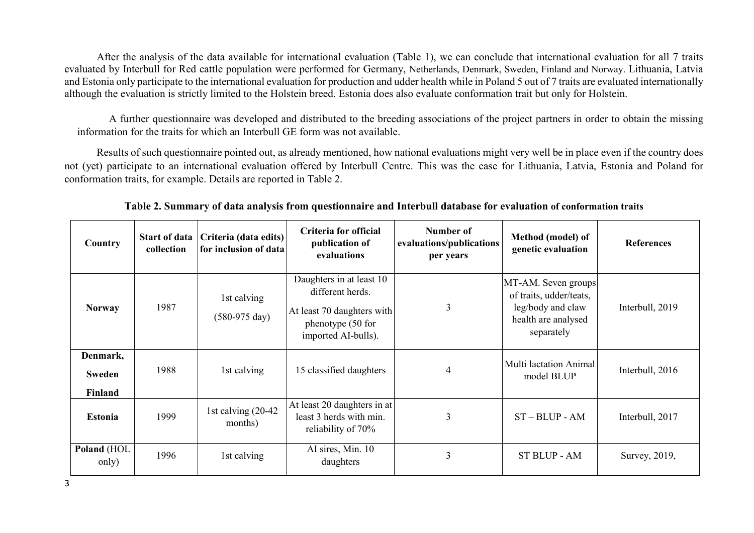After the analysis of the data available for international evaluation (Table 1), we can conclude that international evaluation for all 7 traits evaluated by Interbull for Red cattle population were performed for Germany, Netherlands, Denmark, Sweden, Finland and Norway. Lithuania, Latvia and Estonia only participate to the international evaluation for production and udder health while in Poland 5 out of 7 traits are evaluated internationally although the evaluation is strictly limited to the Holstein breed. Estonia does also evaluate conformation trait but only for Holstein.

A further questionnaire was developed and distributed to the breeding associations of the project partners in order to obtain the missing information for the traits for which an Interbull GE form was not available.

Results of such questionnaire pointed out, as already mentioned, how national evaluations might very well be in place even if the country does not (yet) participate to an international evaluation offered by Interbull Centre. This was the case for Lithuania, Latvia, Estonia and Poland for conformation traits, for example. Details are reported in Table 2.

**Table 2. Summary of data analysis from questionnaire and Interbull database for evaluation of conformation traits**

| Country | Start of data collection | Criteria (data edits) for inclusion of data | Criteria for official publication of evaluations | Number of evaluations/publications per years | Method (model) of genetic evaluation | References |
|---|---|---|---|---|---|---|
| **Norway** | 1987 | 1st calving (580-975 day) | Daughters in at least 10 different herds. At least 70 daughters with phenotype (50 for imported AI-bulls). | 3 | MT-AM. Seven groups of traits, udder/teats, leg/body and claw health are analysed separately | Interbull, 2019 |
| **Denmark, Sweden Finland** | 1988 | 1st calving | 15 classified daughters | 4 | Multi lactation Animal model BLUP | Interbull, 2016 |
| **Estonia** | 1999 | 1st calving (20-42 months) | At least 20 daughters in at least 3 herds with min. reliability of 70% | 3 | ST – BLUP - AM | Interbull, 2017 |
| **Poland** (HOL only) | 1996 | 1st calving | AI sires, Min. 10 daughters | 3 | ST BLUP - AM | Survey, 2019, |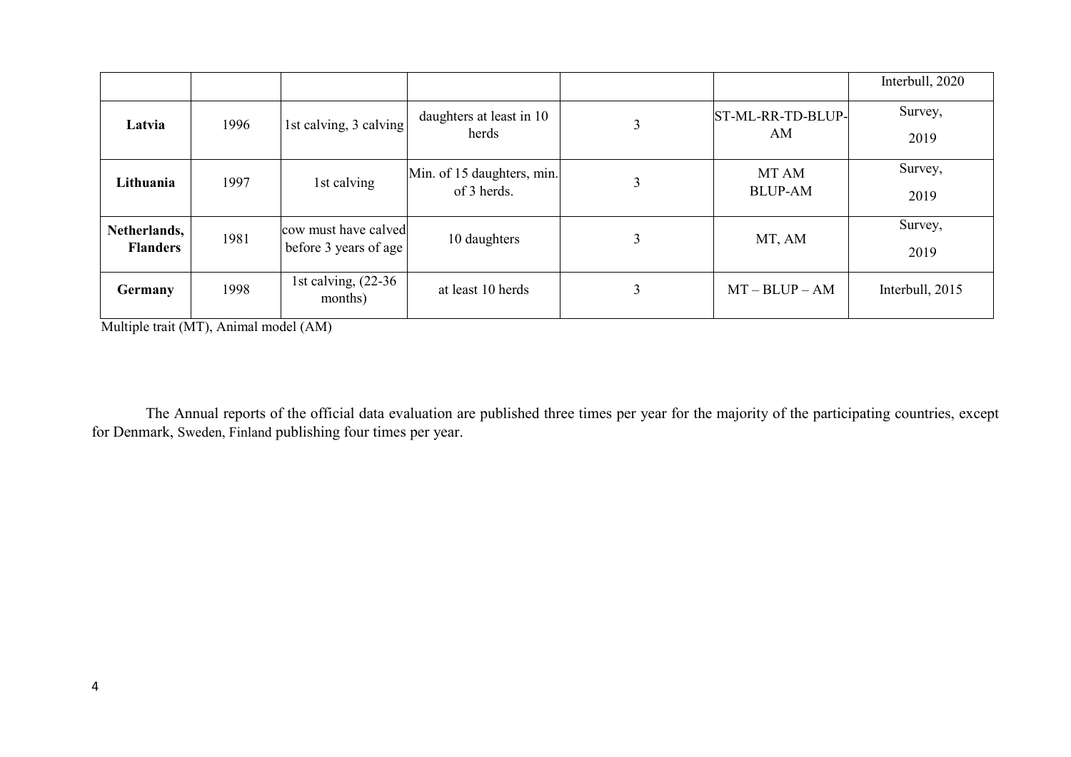| | | | | | | |
|---|---|---|---|---|---|---|
| | | | | | | Interbull, 2020 |
| **Latvia** | 1996 | 1st calving, 3 calving | daughters at least in 10 herds | 3 | ST-ML-RR-TD-BLUP-AM | Survey, 2019 |
| **Lithuania** | 1997 | 1st calving | Min. of 15 daughters, min. of 3 herds. | 3 | MT AM BLUP-AM | Survey, 2019 |
| **Netherlands, Flanders** | 1981 | cow must have calved before 3 years of age | 10 daughters | 3 | MT, AM | Survey, 2019 |
| **Germany** | 1998 | 1st calving, (22-36 months) | at least 10 herds | 3 | MT – BLUP – AM | Interbull, 2015 |

Multiple trait (MT), Animal model (AM)

The Annual reports of the official data evaluation are published three times per year for the majority of the participating countries, except for Denmark, Sweden, Finland publishing four times per year.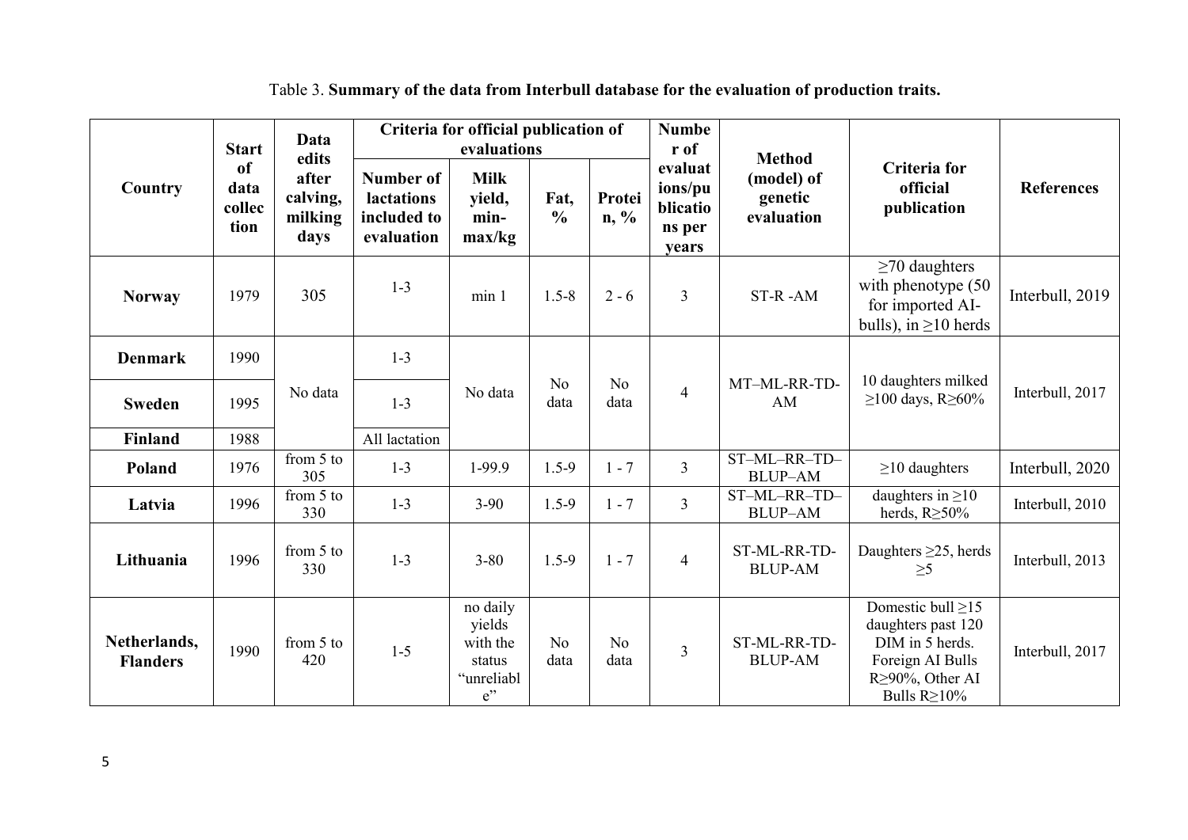Table 3. **Summary of the data from Interbull database for the evaluation of production traits.**

| Country | Start of data collection | Data edits after calving, milking days | Criteria for official publication of evaluations | | | | Number of evaluations/publications per years | Method (model) of genetic evaluation | Criteria for official publication | References |
|---|---|---|---|---|---|---|---|---|---|---|
| | | | Number of lactations included to evaluation | Milk yield, min-max/kg | Fat, % | Protein, % | | | | |
| **Norway** | 1979 | 305 | 1-3 | min 1 | 1.5-8 | 2 - 6 | 3 | ST-R -AM | ≥70 daughters with phenotype (50 for imported AI-bulls), in ≥10 herds | Interbull, 2019 |
| **Denmark** | 1990 | No data | 1-3 | No data | No data | No data | 4 | MT–ML-RR-TD-AM | 10 daughters milked ≥100 days, R≥60% | Interbull, 2017 |
| **Sweden** | 1995 | | 1-3 | | | | | | | |
| **Finland** | 1988 | | All lactation | | | | | | | |
| **Poland** | 1976 | from 5 to 305 | 1-3 | 1-99.9 | 1.5-9 | 1 - 7 | 3 | ST–ML–RR–TD–BLUP–AM | ≥10 daughters | Interbull, 2020 |
| **Latvia** | 1996 | from 5 to 330 | 1-3 | 3-90 | 1.5-9 | 1 - 7 | 3 | ST–ML–RR–TD–BLUP–AM | daughters in ≥10 herds, R≥50% | Interbull, 2010 |
| **Lithuania** | 1996 | from 5 to 330 | 1-3 | 3-80 | 1.5-9 | 1 - 7 | 4 | ST-ML-RR-TD-BLUP-AM | Daughters ≥25, herds ≥5 | Interbull, 2013 |
| **Netherlands, Flanders** | 1990 | from 5 to 420 | 1-5 | no daily yields with the status "unreliable" | No data | No data | 3 | ST-ML-RR-TD-BLUP-AM | Domestic bull ≥15 daughters past 120 DIM in 5 herds. Foreign AI Bulls R≥90%, Other AI Bulls R≥10% | Interbull, 2017 |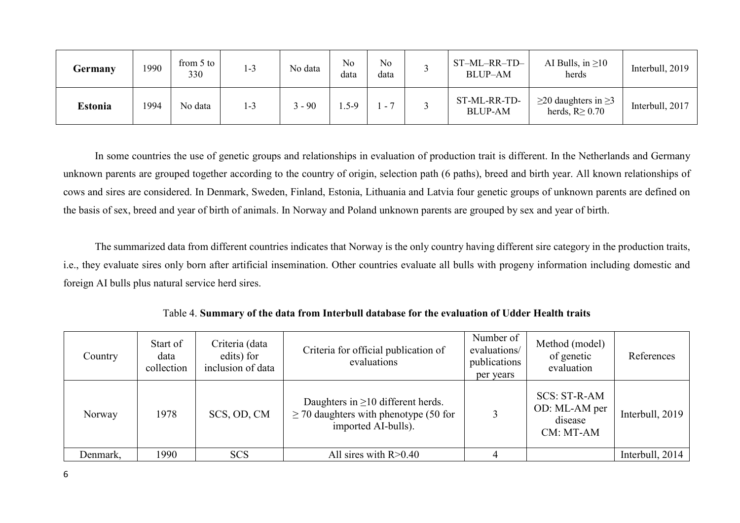| | | | | | | | | | | |
|---|---|---|---|---|---|---|---|---|---|---|
| **Germany** | 1990 | from 5 to 330 | 1-3 | No data | No data | No data | 3 | ST–ML–RR–TD–BLUP–AM | AI Bulls, in ≥10 herds | Interbull, 2019 |
| **Estonia** | 1994 | No data | 1-3 | 3 - 90 | 1.5-9 | 1 - 7 | 3 | ST-ML-RR-TD-BLUP-AM | ≥20 daughters in ≥3 herds, R≥ 0.70 | Interbull, 2017 |

In some countries the use of genetic groups and relationships in evaluation of production trait is different. In the Netherlands and Germany unknown parents are grouped together according to the country of origin, selection path (6 paths), breed and birth year. All known relationships of cows and sires are considered. In Denmark, Sweden, Finland, Estonia, Lithuania and Latvia four genetic groups of unknown parents are defined on the basis of sex, breed and year of birth of animals. In Norway and Poland unknown parents are grouped by sex and year of birth.

The summarized data from different countries indicates that Norway is the only country having different sire category in the production traits, i.e., they evaluate sires only born after artificial insemination. Other countries evaluate all bulls with progeny information including domestic and foreign AI bulls plus natural service herd sires.

Table 4. **Summary of the data from Interbull database for the evaluation of Udder Health traits**

| Country | Start of data collection | Criteria (data edits) for inclusion of data | Criteria for official publication of evaluations | Number of evaluations/ publications per years | Method (model) of genetic evaluation | References |
|---|---|---|---|---|---|---|
| Norway | 1978 | SCS, OD, CM | Daughters in ≥10 different herds. ≥ 70 daughters with phenotype (50 for imported AI-bulls). | 3 | SCS: ST-R-AM OD: ML-AM per disease CM: MT-AM | Interbull, 2019 |
| Denmark, | 1990 | SCS | All sires with R>0.40 | 4 | | Interbull, 2014 |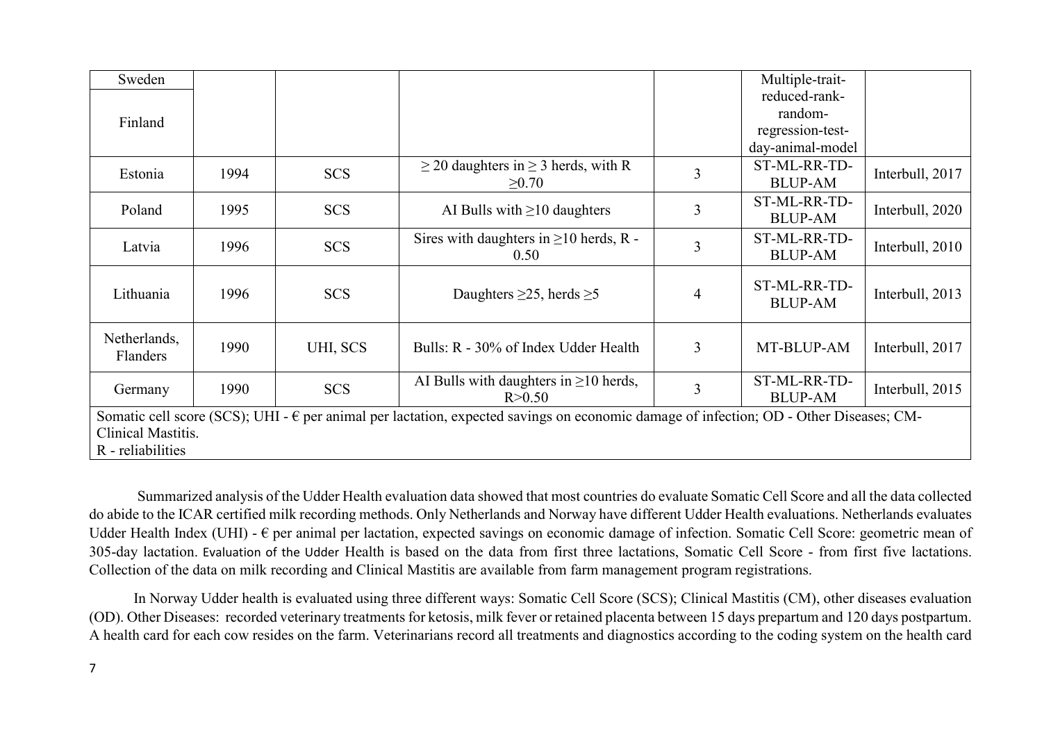| | | | | | | |
|---|---|---|---|---|---|---|
| Sweden | | | | | Multiple-trait-reduced-rank-random-regression-test-day-animal-model | |
| Finland | | | | | | |
| Estonia | 1994 | SCS | ≥ 20 daughters in ≥ 3 herds, with R ≥0.70 | 3 | ST-ML-RR-TD-BLUP-AM | Interbull, 2017 |
| Poland | 1995 | SCS | AI Bulls with ≥10 daughters | 3 | ST-ML-RR-TD-BLUP-AM | Interbull, 2020 |
| Latvia | 1996 | SCS | Sires with daughters in ≥10 herds, R - 0.50 | 3 | ST-ML-RR-TD-BLUP-AM | Interbull, 2010 |
| Lithuania | 1996 | SCS | Daughters ≥25, herds ≥5 | 4 | ST-ML-RR-TD-BLUP-AM | Interbull, 2013 |
| Netherlands, Flanders | 1990 | UHI, SCS | Bulls: R - 30% of Index Udder Health | 3 | MT-BLUP-AM | Interbull, 2017 |
| Germany | 1990 | SCS | AI Bulls with daughters in ≥10 herds, R>0.50 | 3 | ST-ML-RR-TD-BLUP-AM | Interbull, 2015 |

Somatic cell score (SCS); UHI - € per animal per lactation, expected savings on economic damage of infection; OD - Other Diseases; CM- Clinical Mastitis.
R - reliabilities

Summarized analysis of the Udder Health evaluation data showed that most countries do evaluate Somatic Cell Score and all the data collected do abide to the ICAR certified milk recording methods. Only Netherlands and Norway have different Udder Health evaluations. Netherlands evaluates Udder Health Index (UHI) - € per animal per lactation, expected savings on economic damage of infection. Somatic Cell Score: geometric mean of 305-day lactation. Evaluation of the Udder Health is based on the data from first three lactations, Somatic Cell Score - from first five lactations. Collection of the data on milk recording and Clinical Mastitis are available from farm management program registrations.

In Norway Udder health is evaluated using three different ways: Somatic Cell Score (SCS); Clinical Mastitis (CM), other diseases evaluation (OD). Other Diseases: recorded veterinary treatments for ketosis, milk fever or retained placenta between 15 days prepartum and 120 days postpartum. A health card for each cow resides on the farm. Veterinarians record all treatments and diagnostics according to the coding system on the health card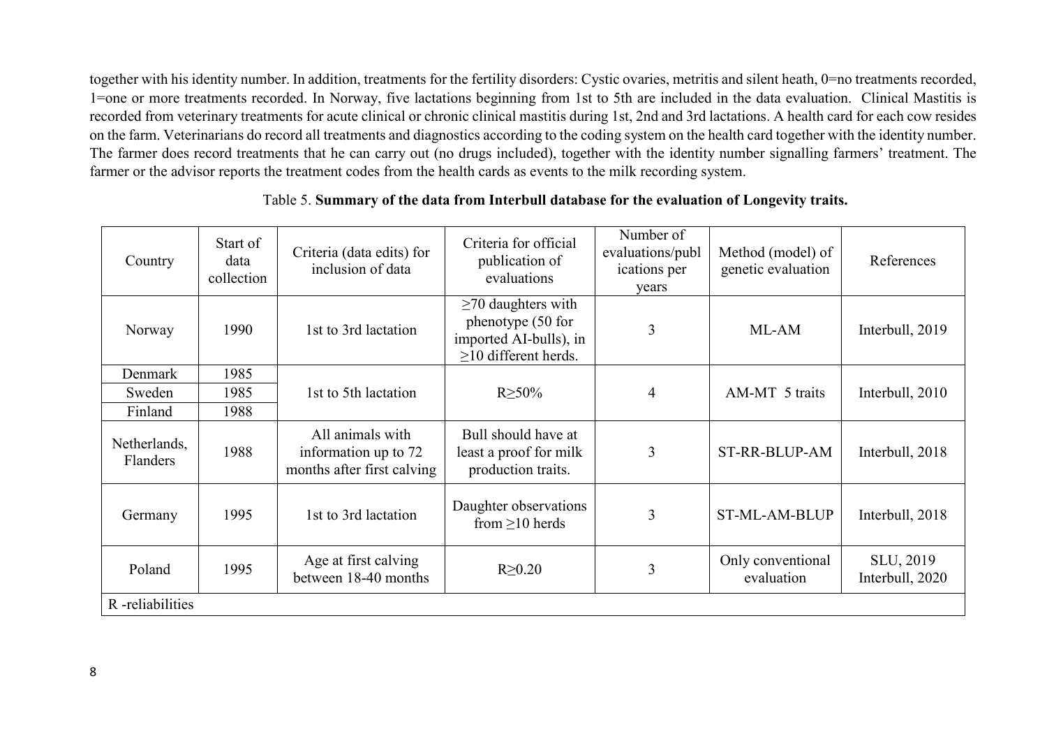together with his identity number. In addition, treatments for the fertility disorders: Cystic ovaries, metritis and silent heath, 0=no treatments recorded, 1=one or more treatments recorded. In Norway, five lactations beginning from 1st to 5th are included in the data evaluation. Clinical Mastitis is recorded from veterinary treatments for acute clinical or chronic clinical mastitis during 1st, 2nd and 3rd lactations. A health card for each cow resides on the farm. Veterinarians do record all treatments and diagnostics according to the coding system on the health card together with the identity number. The farmer does record treatments that he can carry out (no drugs included), together with the identity number signalling farmers' treatment. The farmer or the advisor reports the treatment codes from the health cards as events to the milk recording system.

Table 5. **Summary of the data from Interbull database for the evaluation of Longevity traits.**

| Country | Start of data collection | Criteria (data edits) for inclusion of data | Criteria for official publication of evaluations | Number of evaluations/publications per years | Method (model) of genetic evaluation | References |
|---|---|---|---|---|---|---|
| Norway | 1990 | 1st to 3rd lactation | ≥70 daughters with phenotype (50 for imported AI-bulls), in ≥10 different herds. | 3 | ML-AM | Interbull, 2019 |
| Denmark | 1985 | 1st to 5th lactation | R≥50% | 4 | AM-MT 5 traits | Interbull, 2010 |
| Sweden | 1985 | | | | | |
| Finland | 1988 | | | | | |
| Netherlands, Flanders | 1988 | All animals with information up to 72 months after first calving | Bull should have at least a proof for milk production traits. | 3 | ST-RR-BLUP-AM | Interbull, 2018 |
| Germany | 1995 | 1st to 3rd lactation | Daughter observations from ≥10 herds | 3 | ST-ML-AM-BLUP | Interbull, 2018 |
| Poland | 1995 | Age at first calving between 18-40 months | R≥0.20 | 3 | Only conventional evaluation | SLU, 2019 Interbull, 2020 |
| R -reliabilities | | | | | | |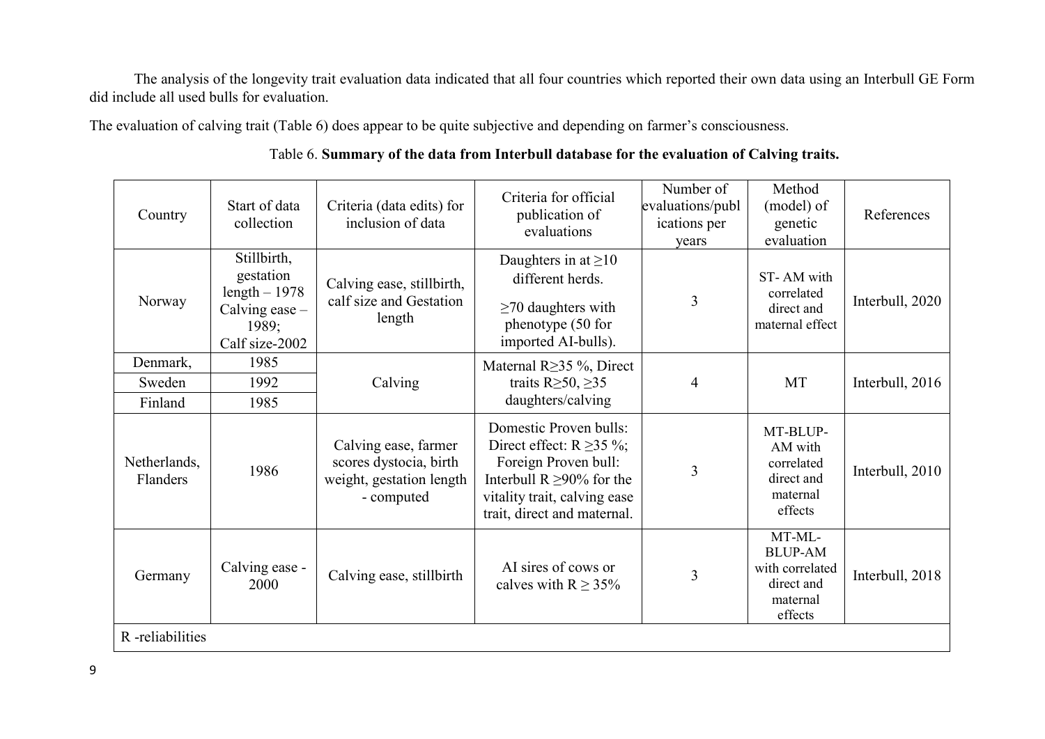The analysis of the longevity trait evaluation data indicated that all four countries which reported their own data using an Interbull GE Form did include all used bulls for evaluation.

The evaluation of calving trait (Table 6) does appear to be quite subjective and depending on farmer's consciousness.

Table 6. **Summary of the data from Interbull database for the evaluation of Calving traits.**

| Country | Start of data collection | Criteria (data edits) for inclusion of data | Criteria for official publication of evaluations | Number of evaluations/publications per years | Method (model) of genetic evaluation | References |
|---|---|---|---|---|---|---|
| Norway | Stillbirth, gestation length – 1978 Calving ease – 1989; Calf size-2002 | Calving ease, stillbirth, calf size and Gestation length | Daughters in at ≥10 different herds. ≥70 daughters with phenotype (50 for imported AI-bulls). | 3 | ST- AM with correlated direct and maternal effect | Interbull, 2020 |
| Denmark, | 1985 | Calving | Maternal R≥35 %, Direct traits R≥50, ≥35 daughters/calving | 4 | MT | Interbull, 2016 |
| Sweden | 1992 | | | | | |
| Finland | 1985 | | | | | |
| Netherlands, Flanders | 1986 | Calving ease, farmer scores dystocia, birth weight, gestation length - computed | Domestic Proven bulls: Direct effect: R ≥35 %; Foreign Proven bull: Interbull R ≥90% for the vitality trait, calving ease trait, direct and maternal. | 3 | MT-BLUP-AM with correlated direct and maternal effects | Interbull, 2010 |
| Germany | Calving ease - 2000 | Calving ease, stillbirth | AI sires of cows or calves with R ≥ 35% | 3 | MT-ML-BLUP-AM with correlated direct and maternal effects | Interbull, 2018 |
| R -reliabilities | | | | | | |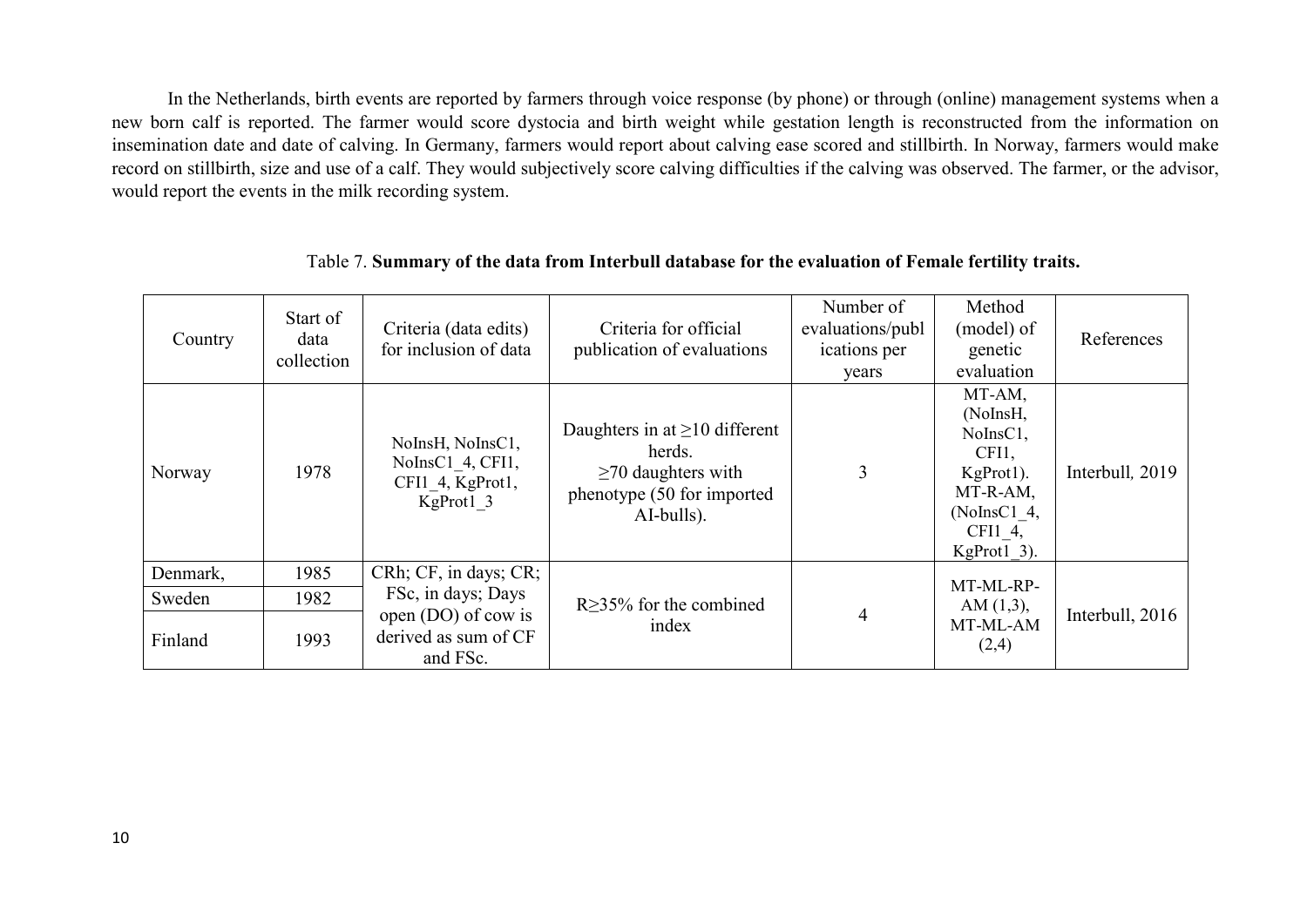In the Netherlands, birth events are reported by farmers through voice response (by phone) or through (online) management systems when a new born calf is reported. The farmer would score dystocia and birth weight while gestation length is reconstructed from the information on insemination date and date of calving. In Germany, farmers would report about calving ease scored and stillbirth. In Norway, farmers would make record on stillbirth, size and use of a calf. They would subjectively score calving difficulties if the calving was observed. The farmer, or the advisor, would report the events in the milk recording system.

Table 7. **Summary of the data from Interbull database for the evaluation of Female fertility traits.**

| Country | Start of data collection | Criteria (data edits) for inclusion of data | Criteria for official publication of evaluations | Number of evaluations/publications per years | Method (model) of genetic evaluation | References |
|---|---|---|---|---|---|---|
| Norway | 1978 | NoInsH, NoInsC1, NoInsC1_4, CFI1, CFI1_4, KgProt1, KgProt1_3 | Daughters in at ≥10 different herds. ≥70 daughters with phenotype (50 for imported AI-bulls). | 3 | MT-AM, (NoInsH, NoInsC1, CFI1, KgProt1). MT-R-AM, (NoInsC1_4, CFI1_4, KgProt1_3). | Interbull, 2019 |
| Denmark, | 1985 | CRh; CF, in days; CR; FSc, in days; Days open (DO) of cow is derived as sum of CF and FSc. | R≥35% for the combined index | 4 | MT-ML-RP-AM (1,3), MT-ML-AM (2,4) | Interbull, 2016 |
| Sweden | 1982 | | | | | |
| Finland | 1993 | | | | | |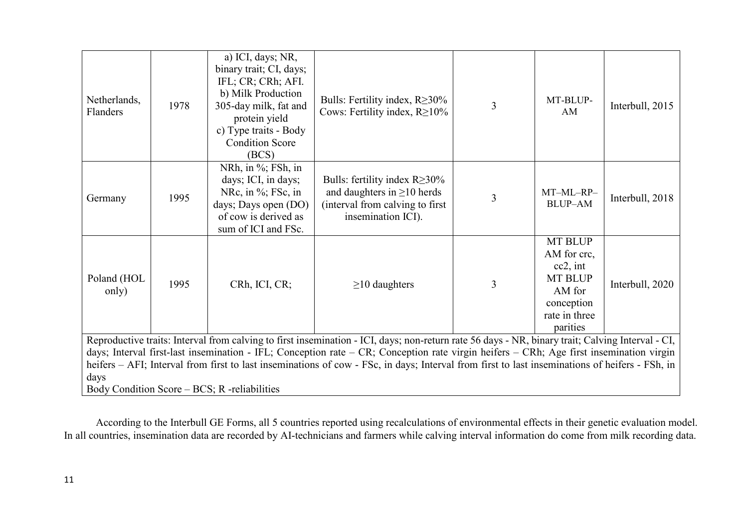| | | | | | | |
|---|---|---|---|---|---|---|
| Netherlands, Flanders | 1978 | a) ICI, days; NR, binary trait; CI, days; IFL; CR; CRh; AFI. b) Milk Production 305-day milk, fat and protein yield c) Type traits - Body Condition Score (BCS) | Bulls: Fertility index, R≥30% Cows: Fertility index, R≥10% | 3 | MT-BLUP-AM | Interbull, 2015 |
| Germany | 1995 | NRh, in %; FSh, in days; ICI, in days; NRc, in %; FSc, in days; Days open (DO) of cow is derived as sum of ICI and FSc. | Bulls: fertility index R≥30% and daughters in ≥10 herds (interval from calving to first insemination ICI). | 3 | MT–ML–RP–BLUP–AM | Interbull, 2018 |
| Poland (HOL only) | 1995 | CRh, ICI, CR; | ≥10 daughters | 3 | MT BLUP AM for crc, cc2, int MT BLUP AM for conception rate in three parities | Interbull, 2020 |
| Reproductive traits: Interval from calving to first insemination - ICI, days; non-return rate 56 days - NR, binary trait; Calving Interval - CI, days; Interval first-last insemination - IFL; Conception rate – CR; Conception rate virgin heifers – CRh; Age first insemination virgin heifers – AFI; Interval from first to last inseminations of cow - FSc, in days; Interval from first to last inseminations of heifers - FSh, in days<br>Body Condition Score – BCS; R -reliabilities | | | | | | |

According to the Interbull GE Forms, all 5 countries reported using recalculations of environmental effects in their genetic evaluation model. In all countries, insemination data are recorded by AI-technicians and farmers while calving interval information do come from milk recording data.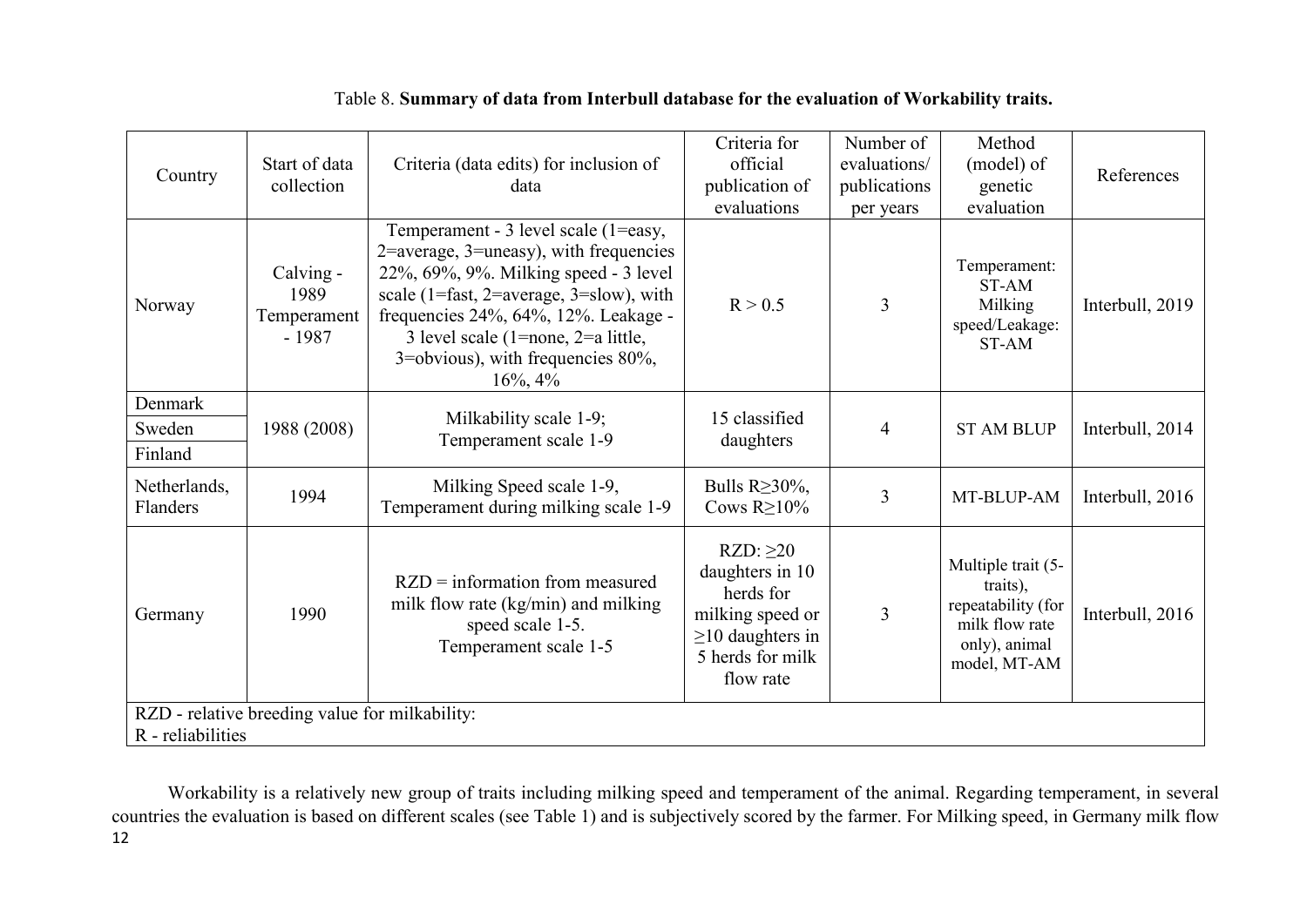Table 8. **Summary of data from Interbull database for the evaluation of Workability traits.**

| Country | Start of data collection | Criteria (data edits) for inclusion of data | Criteria for official publication of evaluations | Number of evaluations/ publications per years | Method (model) of genetic evaluation | References |
|---|---|---|---|---|---|---|
| Norway | Calving - 1989 Temperament - 1987 | Temperament - 3 level scale (1=easy, 2=average, 3=uneasy), with frequencies 22%, 69%, 9%. Milking speed - 3 level scale (1=fast, 2=average, 3=slow), with frequencies 24%, 64%, 12%. Leakage - 3 level scale (1=none, 2=a little, 3=obvious), with frequencies 80%, 16%, 4% | R > 0.5 | 3 | Temperament: ST-AM Milking speed/Leakage: ST-AM | Interbull, 2019 |
| Denmark Sweden Finland | 1988 (2008) | Milkability scale 1-9; Temperament scale 1-9 | 15 classified daughters | 4 | ST AM BLUP | Interbull, 2014 |
| Netherlands, Flanders | 1994 | Milking Speed scale 1-9, Temperament during milking scale 1-9 | Bulls R≥30%, Cows R≥10% | 3 | MT-BLUP-AM | Interbull, 2016 |
| Germany | 1990 | RZD = information from measured milk flow rate (kg/min) and milking speed scale 1-5. Temperament scale 1-5 | RZD: ≥20 daughters in 10 herds for milking speed or ≥10 daughters in 5 herds for milk flow rate | 3 | Multiple trait (5-traits), repeatability (for milk flow rate only), animal model, MT-AM | Interbull, 2016 |

RZD - relative breeding value for milkability:
R - reliabilities

Workability is a relatively new group of traits including milking speed and temperament of the animal. Regarding temperament, in several countries the evaluation is based on different scales (see Table 1) and is subjectively scored by the farmer. For Milking speed, in Germany milk flow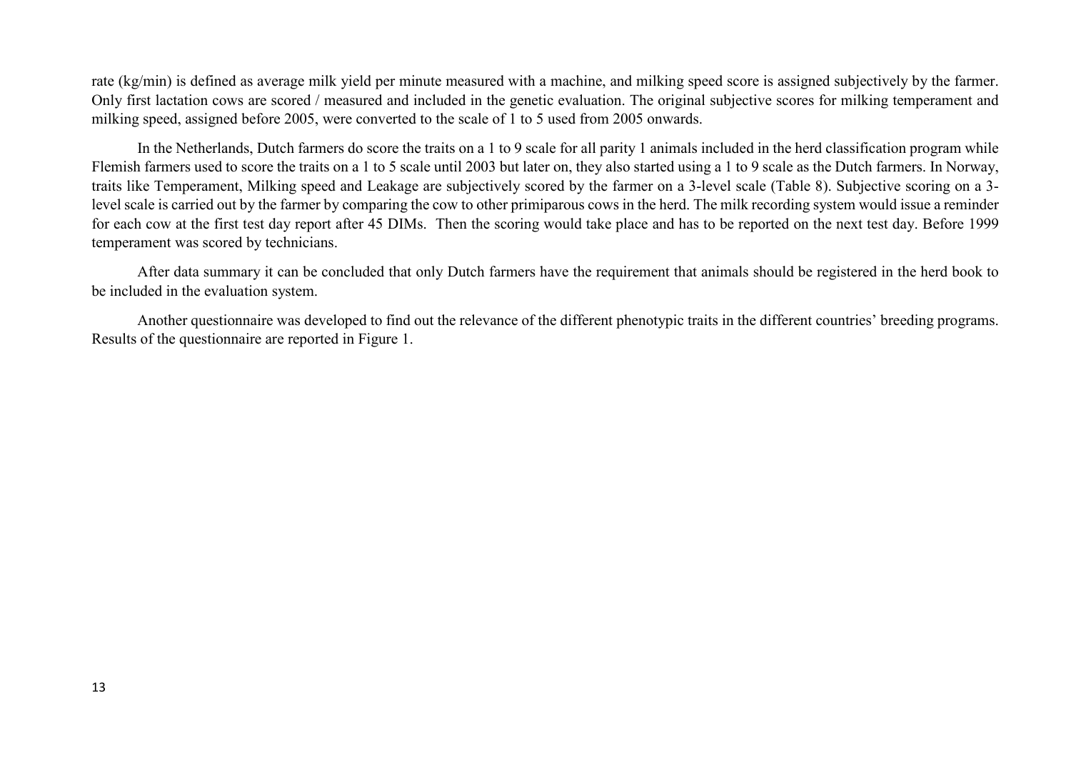rate (kg/min) is defined as average milk yield per minute measured with a machine, and milking speed score is assigned subjectively by the farmer. Only first lactation cows are scored / measured and included in the genetic evaluation. The original subjective scores for milking temperament and milking speed, assigned before 2005, were converted to the scale of 1 to 5 used from 2005 onwards.

In the Netherlands, Dutch farmers do score the traits on a 1 to 9 scale for all parity 1 animals included in the herd classification program while Flemish farmers used to score the traits on a 1 to 5 scale until 2003 but later on, they also started using a 1 to 9 scale as the Dutch farmers. In Norway, traits like Temperament, Milking speed and Leakage are subjectively scored by the farmer on a 3-level scale (Table 8). Subjective scoring on a 3-level scale is carried out by the farmer by comparing the cow to other primiparous cows in the herd. The milk recording system would issue a reminder for each cow at the first test day report after 45 DIMs. Then the scoring would take place and has to be reported on the next test day. Before 1999 temperament was scored by technicians.

After data summary it can be concluded that only Dutch farmers have the requirement that animals should be registered in the herd book to be included in the evaluation system.

Another questionnaire was developed to find out the relevance of the different phenotypic traits in the different countries' breeding programs. Results of the questionnaire are reported in Figure 1.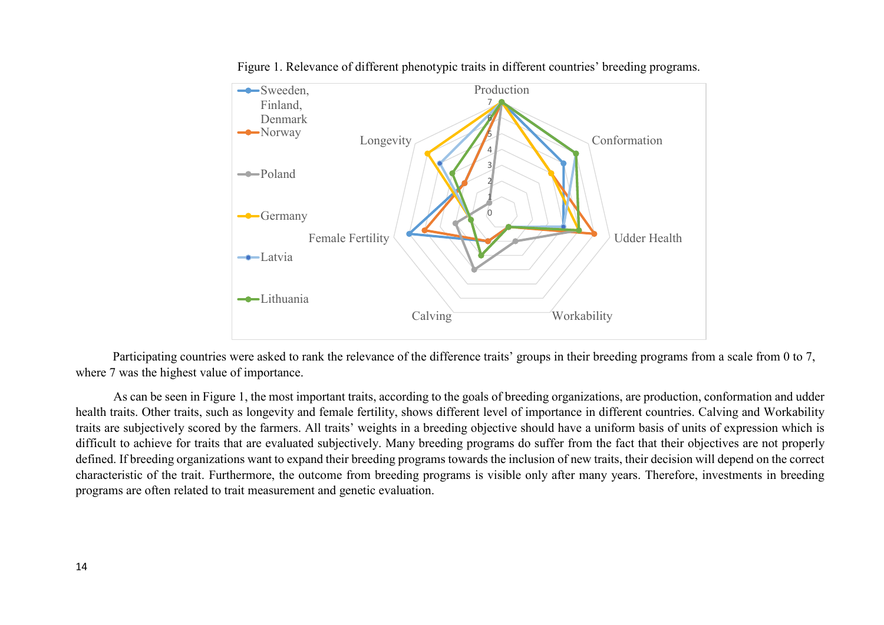Figure 1. Relevance of different phenotypic traits in different countries' breeding programs.

Sweeden, Finland, Denmark
Norway
Poland
Germany
Latvia
Lithuania

Production
Conformation
Udder Health
Workability
Calving
Female Fertility
Longevity

0
1
2
3
4
5
6
7

Participating countries were asked to rank the relevance of the difference traits' groups in their breeding programs from a scale from 0 to 7, where 7 was the highest value of importance.

As can be seen in Figure 1, the most important traits, according to the goals of breeding organizations, are production, conformation and udder health traits. Other traits, such as longevity and female fertility, shows different level of importance in different countries. Calving and Workability traits are subjectively scored by the farmers. All traits' weights in a breeding objective should have a uniform basis of units of expression which is difficult to achieve for traits that are evaluated subjectively. Many breeding programs do suffer from the fact that their objectives are not properly defined. If breeding organizations want to expand their breeding programs towards the inclusion of new traits, their decision will depend on the correct characteristic of the trait. Furthermore, the outcome from breeding programs is visible only after many years. Therefore, investments in breeding programs are often related to trait measurement and genetic evaluation.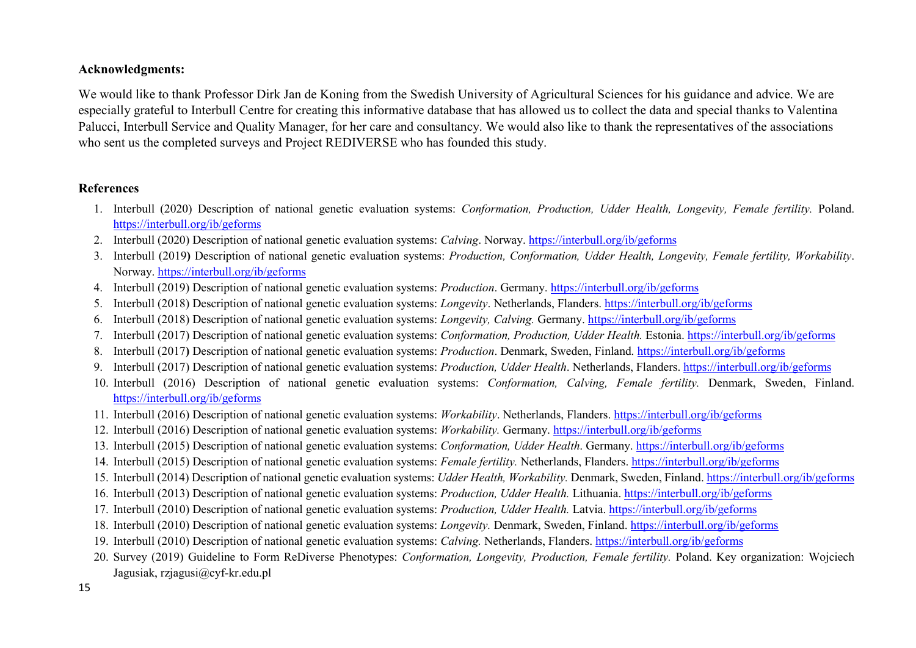**Acknowledgments:**

We would like to thank Professor Dirk Jan de Koning from the Swedish University of Agricultural Sciences for his guidance and advice. We are especially grateful to Interbull Centre for creating this informative database that has allowed us to collect the data and special thanks to Valentina Palucci, Interbull Service and Quality Manager, for her care and consultancy. We would also like to thank the representatives of the associations who sent us the completed surveys and Project REDIVERSE who has founded this study.

**References**

1. Interbull (2020) Description of national genetic evaluation systems: *Conformation, Production, Udder Health, Longevity, Female fertility.* Poland. https://interbull.org/ib/geforms
2. Interbull (2020) Description of national genetic evaluation systems: *Calving*. Norway. https://interbull.org/ib/geforms
3. Interbull (2019**)** Description of national genetic evaluation systems: *Production, Conformation, Udder Health, Longevity, Female fertility, Workability*. Norway. https://interbull.org/ib/geforms
4. Interbull (2019) Description of national genetic evaluation systems: *Production*. Germany. https://interbull.org/ib/geforms
5. Interbull (2018) Description of national genetic evaluation systems: *Longevity*. Netherlands, Flanders. https://interbull.org/ib/geforms
6. Interbull (2018) Description of national genetic evaluation systems: *Longevity, Calving.* Germany. https://interbull.org/ib/geforms
7. Interbull (2017) Description of national genetic evaluation systems: *Conformation, Production, Udder Health.* Estonia. https://interbull.org/ib/geforms
8. Interbull (2017**)** Description of national genetic evaluation systems: *Production*. Denmark, Sweden, Finland. https://interbull.org/ib/geforms
9. Interbull (2017) Description of national genetic evaluation systems: *Production, Udder Health*. Netherlands, Flanders. https://interbull.org/ib/geforms
10. Interbull (2016) Description of national genetic evaluation systems: *Conformation, Calving, Female fertility.* Denmark, Sweden, Finland. https://interbull.org/ib/geforms
11. Interbull (2016) Description of national genetic evaluation systems: *Workability*. Netherlands, Flanders. https://interbull.org/ib/geforms
12. Interbull (2016) Description of national genetic evaluation systems: *Workability.* Germany. https://interbull.org/ib/geforms
13. Interbull (2015) Description of national genetic evaluation systems: *Conformation, Udder Health*. Germany. https://interbull.org/ib/geforms
14. Interbull (2015) Description of national genetic evaluation systems: *Female fertility.* Netherlands, Flanders. https://interbull.org/ib/geforms
15. Interbull (2014) Description of national genetic evaluation systems: *Udder Health, Workability.* Denmark, Sweden, Finland. https://interbull.org/ib/geforms
16. Interbull (2013) Description of national genetic evaluation systems: *Production, Udder Health.* Lithuania. https://interbull.org/ib/geforms
17. Interbull (2010) Description of national genetic evaluation systems: *Production, Udder Health.* Latvia. https://interbull.org/ib/geforms
18. Interbull (2010) Description of national genetic evaluation systems: *Longevity.* Denmark, Sweden, Finland. https://interbull.org/ib/geforms
19. Interbull (2010) Description of national genetic evaluation systems: *Calving.* Netherlands, Flanders. https://interbull.org/ib/geforms
20. Survey (2019) Guideline to Form ReDiverse Phenotypes: *Conformation, Longevity, Production, Female fertility.* Poland. Key organization: Wojciech Jagusiak, rzjagusi@cyf-kr.edu.pl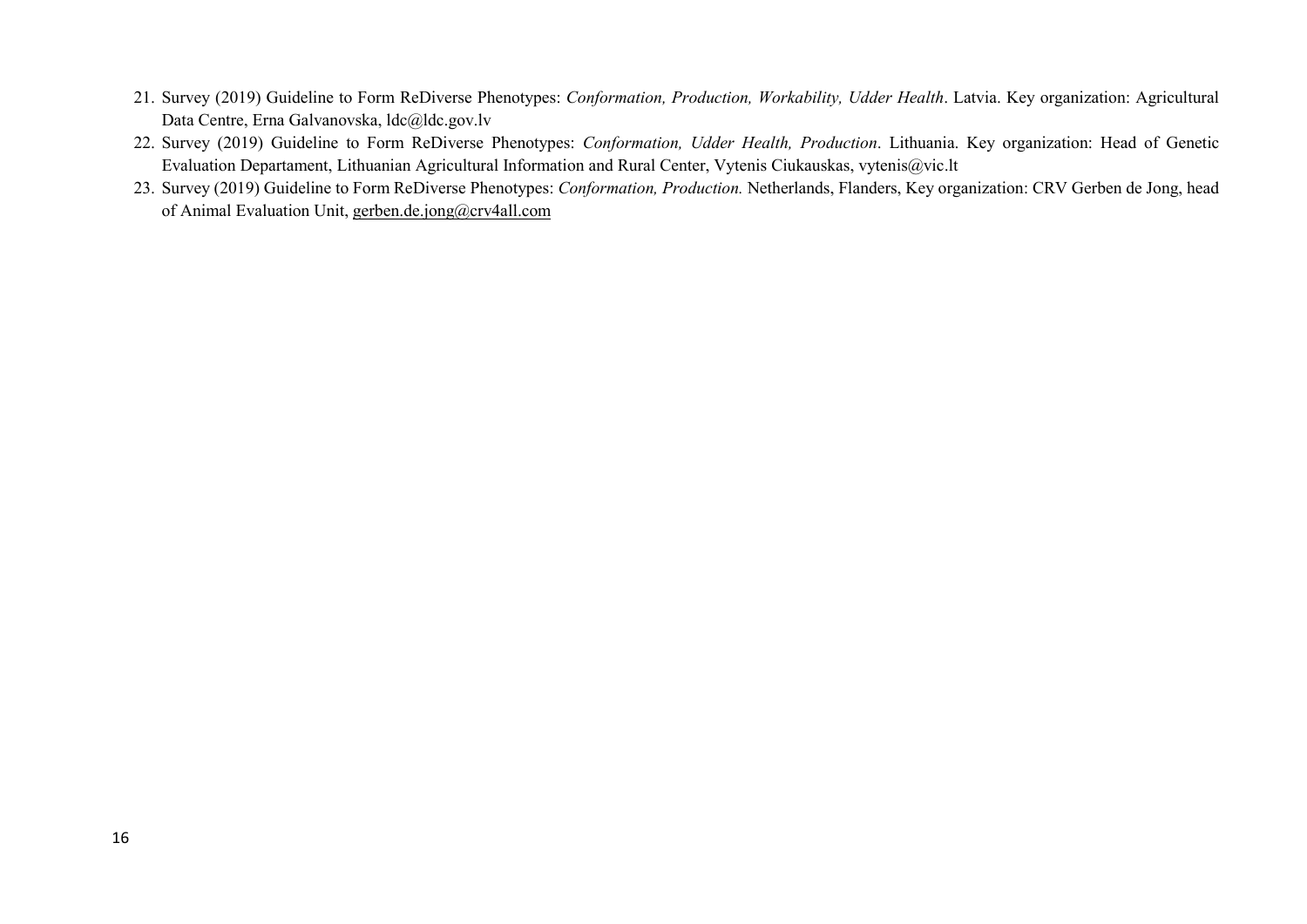21. Survey (2019) Guideline to Form ReDiverse Phenotypes: *Conformation, Production, Workability, Udder Health*. Latvia. Key organization: Agricultural Data Centre, Erna Galvanovska, ldc@ldc.gov.lv
22. Survey (2019) Guideline to Form ReDiverse Phenotypes: *Conformation, Udder Health, Production*. Lithuania. Key organization: Head of Genetic Evaluation Departament, Lithuanian Agricultural Information and Rural Center, Vytenis Ciukauskas, vytenis@vic.lt
23. Survey (2019) Guideline to Form ReDiverse Phenotypes: *Conformation, Production.* Netherlands, Flanders, Key organization: CRV Gerben de Jong, head of Animal Evaluation Unit, gerben.de.jong@crv4all.com